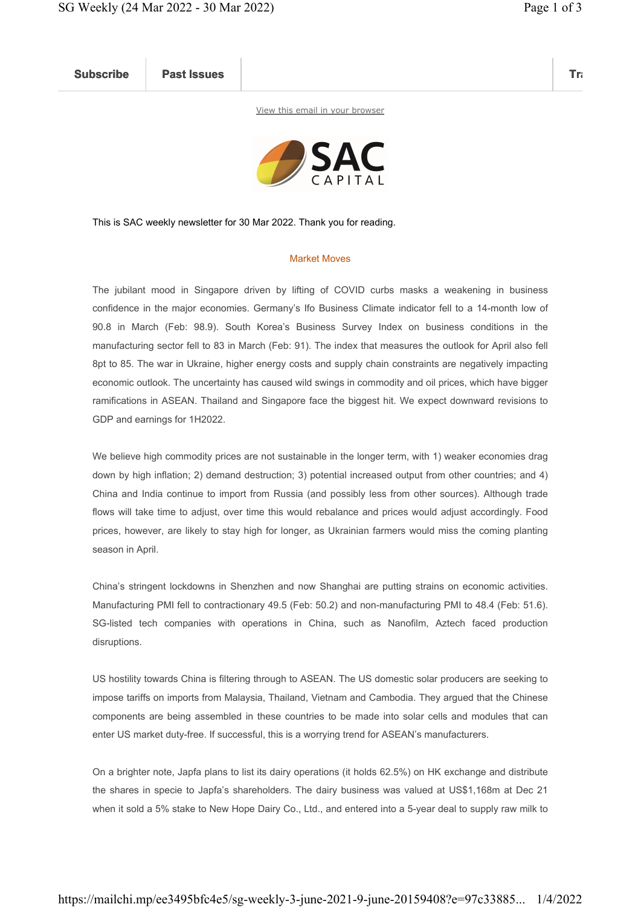Subscribe | Past Issues | Tr

View this email in your browser

SAC CAPITAL

This is SAC weekly newsletter for 30 Mar 2022. Thank you for reading.

## Market Moves

The jubilant mood in Singapore driven by lifting of COVID curbs masks a weakening in business confidence in the major economies. Germany's Ifo Business Climate indicator fell to a 14-month low of 90.8 in March (Feb: 98.9). South Korea's Business Survey Index on business conditions in the manufacturing sector fell to 83 in March (Feb: 91). The index that measures the outlook for April also fell 8pt to 85. The war in Ukraine, higher energy costs and supply chain constraints are negatively impacting economic outlook. The uncertainty has caused wild swings in commodity and oil prices, which have bigger ramifications in ASEAN. Thailand and Singapore face the biggest hit. We expect downward revisions to GDP and earnings for 1H2022.

We believe high commodity prices are not sustainable in the longer term, with 1) weaker economies drag down by high inflation; 2) demand destruction; 3) potential increased output from other countries; and 4) China and India continue to import from Russia (and possibly less from other sources). Although trade flows will take time to adjust, over time this would rebalance and prices would adjust accordingly. Food prices, however, are likely to stay high for longer, as Ukrainian farmers would miss the coming planting season in April.

China's stringent lockdowns in Shenzhen and now Shanghai are putting strains on economic activities. Manufacturing PMI fell to contractionary 49.5 (Feb: 50.2) and non-manufacturing PMI to 48.4 (Feb: 51.6). SG-listed tech companies with operations in China, such as Nanofilm, Aztech faced production disruptions.

US hostility towards China is filtering through to ASEAN. The US domestic solar producers are seeking to impose tariffs on imports from Malaysia, Thailand, Vietnam and Cambodia. They argued that the Chinese components are being assembled in these countries to be made into solar cells and modules that can enter US market duty-free. If successful, this is a worrying trend for ASEAN's manufacturers.

On a brighter note, Japfa plans to list its dairy operations (it holds 62.5%) on HK exchange and distribute the shares in specie to Japfa's shareholders. The dairy business was valued at US$1,168m at Dec 21 when it sold a 5% stake to New Hope Dairy Co., Ltd., and entered into a 5-year deal to supply raw milk to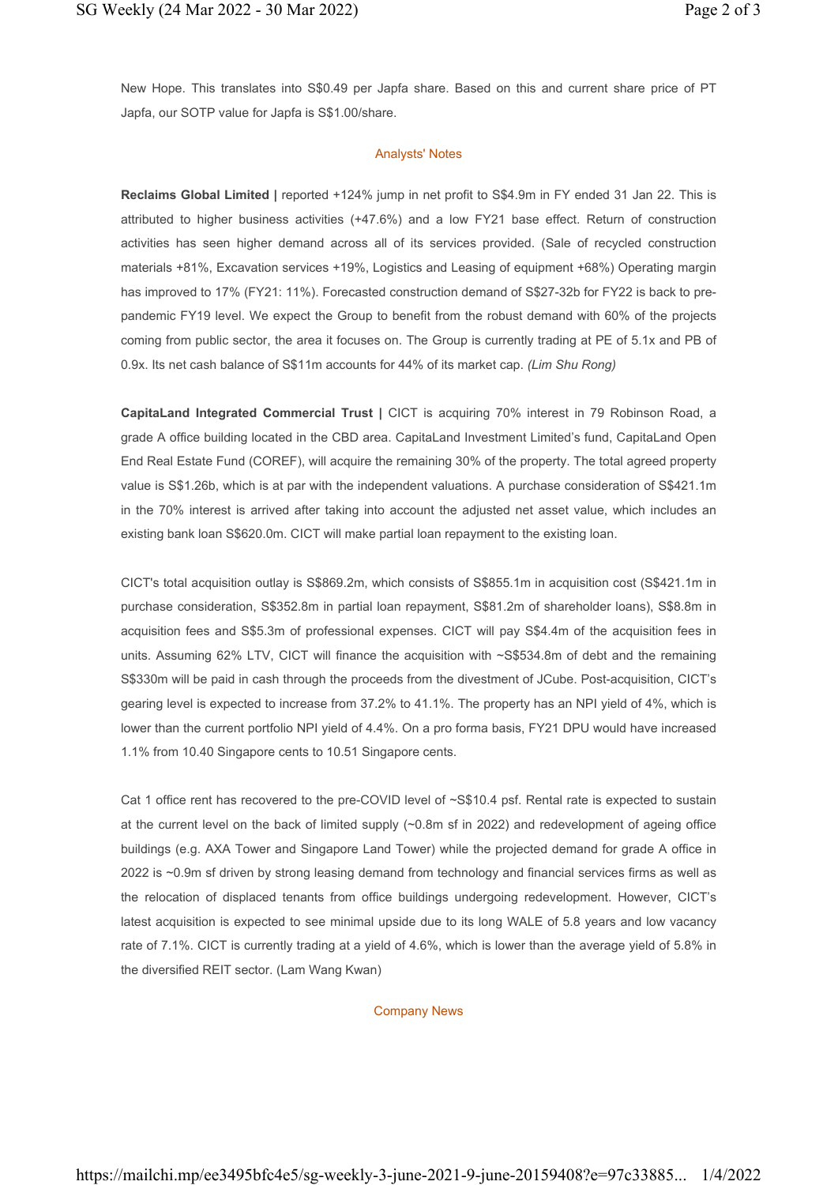New Hope. This translates into S$0.49 per Japfa share. Based on this and current share price of PT Japfa, our SOTP value for Japfa is S$1.00/share.

## Analysts' Notes

**Reclaims Global Limited |** reported +124% jump in net profit to S$4.9m in FY ended 31 Jan 22. This is attributed to higher business activities (+47.6%) and a low FY21 base effect. Return of construction activities has seen higher demand across all of its services provided. (Sale of recycled construction materials +81%, Excavation services +19%, Logistics and Leasing of equipment +68%) Operating margin has improved to 17% (FY21: 11%). Forecasted construction demand of S$27-32b for FY22 is back to pre-pandemic FY19 level. We expect the Group to benefit from the robust demand with 60% of the projects coming from public sector, the area it focuses on. The Group is currently trading at PE of 5.1x and PB of 0.9x. Its net cash balance of S$11m accounts for 44% of its market cap. *(Lim Shu Rong)*

**CapitaLand Integrated Commercial Trust |** CICT is acquiring 70% interest in 79 Robinson Road, a grade A office building located in the CBD area. CapitaLand Investment Limited's fund, CapitaLand Open End Real Estate Fund (COREF), will acquire the remaining 30% of the property. The total agreed property value is S$1.26b, which is at par with the independent valuations. A purchase consideration of S$421.1m in the 70% interest is arrived after taking into account the adjusted net asset value, which includes an existing bank loan S$620.0m. CICT will make partial loan repayment to the existing loan.

CICT's total acquisition outlay is S$869.2m, which consists of S$855.1m in acquisition cost (S$421.1m in purchase consideration, S$352.8m in partial loan repayment, S$81.2m of shareholder loans), S$8.8m in acquisition fees and S$5.3m of professional expenses. CICT will pay S$4.4m of the acquisition fees in units. Assuming 62% LTV, CICT will finance the acquisition with ~S$534.8m of debt and the remaining S$330m will be paid in cash through the proceeds from the divestment of JCube. Post-acquisition, CICT's gearing level is expected to increase from 37.2% to 41.1%. The property has an NPI yield of 4%, which is lower than the current portfolio NPI yield of 4.4%. On a pro forma basis, FY21 DPU would have increased 1.1% from 10.40 Singapore cents to 10.51 Singapore cents.

Cat 1 office rent has recovered to the pre-COVID level of ~S$10.4 psf. Rental rate is expected to sustain at the current level on the back of limited supply (~0.8m sf in 2022) and redevelopment of ageing office buildings (e.g. AXA Tower and Singapore Land Tower) while the projected demand for grade A office in 2022 is ~0.9m sf driven by strong leasing demand from technology and financial services firms as well as the relocation of displaced tenants from office buildings undergoing redevelopment. However, CICT's latest acquisition is expected to see minimal upside due to its long WALE of 5.8 years and low vacancy rate of 7.1%. CICT is currently trading at a yield of 4.6%, which is lower than the average yield of 5.8% in the diversified REIT sector. (Lam Wang Kwan)

## Company News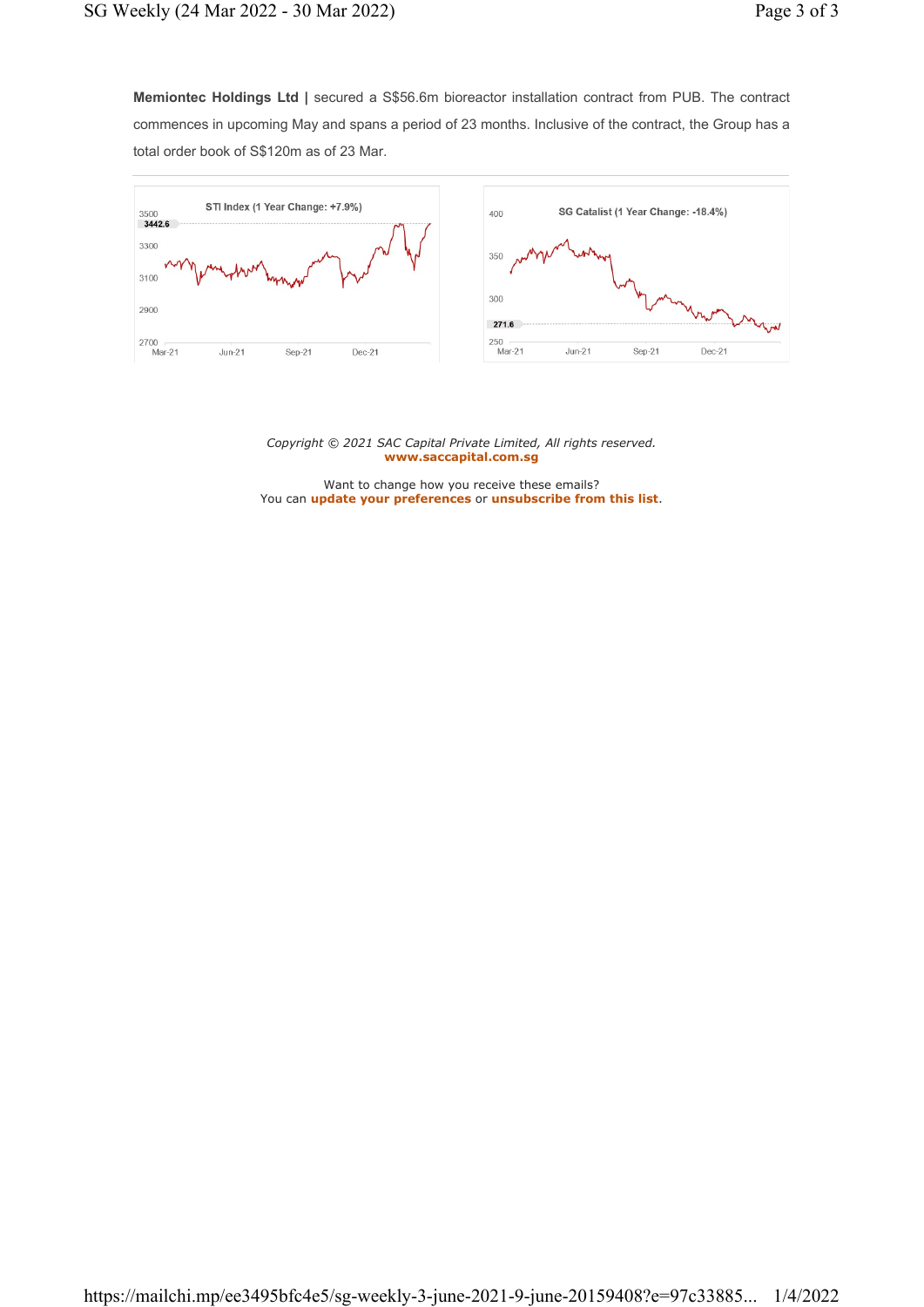**Memiontec Holdings Ltd |** secured a S$56.6m bioreactor installation contract from PUB. The contract commences in upcoming May and spans a period of 23 months. Inclusive of the contract, the Group has a total order book of S$120m as of 23 Mar.

---

STI Index (1 Year Change: +7.9%)

3500
3442.6
3300
3100
2900
2700
Mar-21
Jun-21
Sep-21
Dec-21

SG Catalist (1 Year Change: -18.4%)

400
350
300
271.6
250
Mar-21
Jun-21
Sep-21
Dec-21

*Copyright © 2021 SAC Capital Private Limited, All rights reserved.*
**www.saccapital.com.sg**

Want to change how you receive these emails?
You can **update your preferences** or **unsubscribe from this list**.